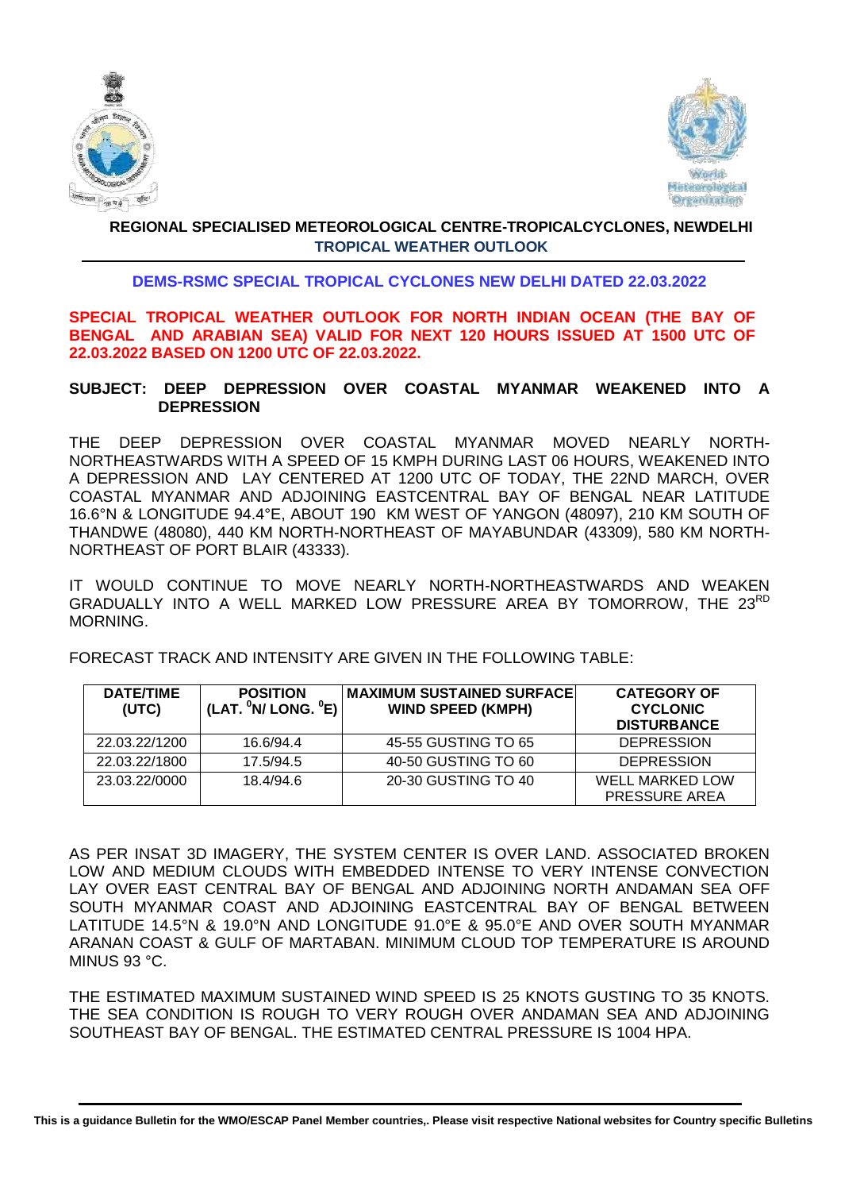## REGIONAL SPECIALISED METEOROLOGICAL CENTRE-TROPICALCYCLONES, NEWDELHI
### TROPICAL WEATHER OUTLOOK

**DEMS-RSMC SPECIAL TROPICAL CYCLONES NEW DELHI DATED 22.03.2022**

**SPECIAL TROPICAL WEATHER OUTLOOK FOR NORTH INDIAN OCEAN (THE BAY OF BENGAL AND ARABIAN SEA) VALID FOR NEXT 120 HOURS ISSUED AT 1500 UTC OF 22.03.2022 BASED ON 1200 UTC OF 22.03.2022.**

**SUBJECT: DEEP DEPRESSION OVER COASTAL MYANMAR WEAKENED INTO A DEPRESSION**

THE DEEP DEPRESSION OVER COASTAL MYANMAR MOVED NEARLY NORTH-NORTHEASTWARDS WITH A SPEED OF 15 KMPH DURING LAST 06 HOURS, WEAKENED INTO A DEPRESSION AND LAY CENTERED AT 1200 UTC OF TODAY, THE 22ND MARCH, OVER COASTAL MYANMAR AND ADJOINING EASTCENTRAL BAY OF BENGAL NEAR LATITUDE 16.6°N & LONGITUDE 94.4°E, ABOUT 190 KM WEST OF YANGON (48097), 210 KM SOUTH OF THANDWE (48080), 440 KM NORTH-NORTHEAST OF MAYABUNDAR (43309), 580 KM NORTH-NORTHEAST OF PORT BLAIR (43333).

IT WOULD CONTINUE TO MOVE NEARLY NORTH-NORTHEASTWARDS AND WEAKEN GRADUALLY INTO A WELL MARKED LOW PRESSURE AREA BY TOMORROW, THE 23RD MORNING.

FORECAST TRACK AND INTENSITY ARE GIVEN IN THE FOLLOWING TABLE:

| DATE/TIME (UTC) | POSITION (LAT. $^0$N/ LONG. $^0$E) | MAXIMUM SUSTAINED SURFACE WIND SPEED (KMPH) | CATEGORY OF CYCLONIC DISTURBANCE |
|---|---|---|---|
| 22.03.22/1200 | 16.6/94.4 | 45-55 GUSTING TO 65 | DEPRESSION |
| 22.03.22/1800 | 17.5/94.5 | 40-50 GUSTING TO 60 | DEPRESSION |
| 23.03.22/0000 | 18.4/94.6 | 20-30 GUSTING TO 40 | WELL MARKED LOW PRESSURE AREA |

AS PER INSAT 3D IMAGERY, THE SYSTEM CENTER IS OVER LAND. ASSOCIATED BROKEN LOW AND MEDIUM CLOUDS WITH EMBEDDED INTENSE TO VERY INTENSE CONVECTION LAY OVER EAST CENTRAL BAY OF BENGAL AND ADJOINING NORTH ANDAMAN SEA OFF SOUTH MYANMAR COAST AND ADJOINING EASTCENTRAL BAY OF BENGAL BETWEEN LATITUDE 14.5°N & 19.0°N AND LONGITUDE 91.0°E & 95.0°E AND OVER SOUTH MYANMAR ARANAN COAST & GULF OF MARTABAN. MINIMUM CLOUD TOP TEMPERATURE IS AROUND MINUS 93 °C.

THE ESTIMATED MAXIMUM SUSTAINED WIND SPEED IS 25 KNOTS GUSTING TO 35 KNOTS. THE SEA CONDITION IS ROUGH TO VERY ROUGH OVER ANDAMAN SEA AND ADJOINING SOUTHEAST BAY OF BENGAL. THE ESTIMATED CENTRAL PRESSURE IS 1004 HPA.

**This is a guidance Bulletin for the WMO/ESCAP Panel Member countries,. Please visit respective National websites for Country specific Bulletins**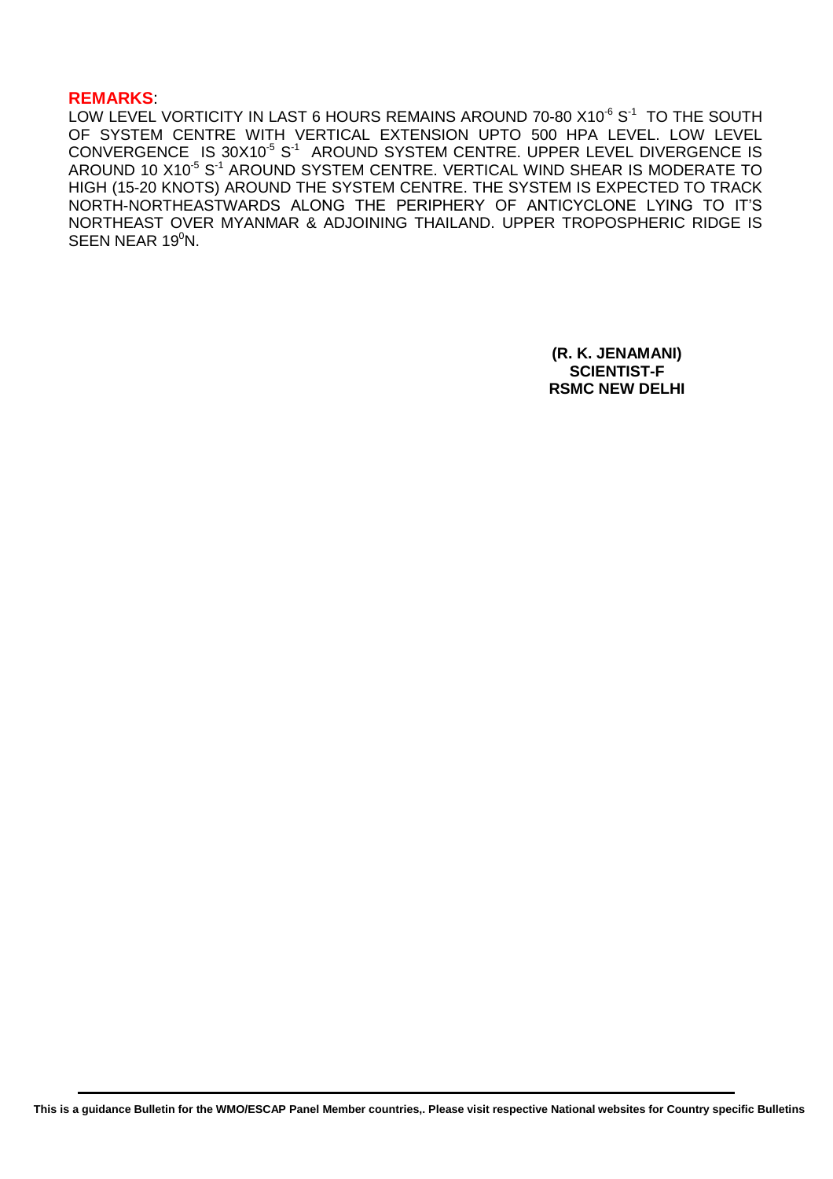**REMARKS**:

LOW LEVEL VORTICITY IN LAST 6 HOURS REMAINS AROUND 70-80 $X10^{-6}$ $S^{-1}$ TO THE SOUTH OF SYSTEM CENTRE WITH VERTICAL EXTENSION UPTO 500 HPA LEVEL. LOW LEVEL CONVERGENCE IS $30X10^{-5}$ $S^{-1}$ AROUND SYSTEM CENTRE. UPPER LEVEL DIVERGENCE IS AROUND 10 $X10^{-5}$ $S^{-1}$ AROUND SYSTEM CENTRE. VERTICAL WIND SHEAR IS MODERATE TO HIGH (15-20 KNOTS) AROUND THE SYSTEM CENTRE. THE SYSTEM IS EXPECTED TO TRACK NORTH-NORTHEASTWARDS ALONG THE PERIPHERY OF ANTICYCLONE LYING TO IT'S NORTHEAST OVER MYANMAR & ADJOINING THAILAND. UPPER TROPOSPHERIC RIDGE IS SEEN NEAR $19^0$N.

**(R. K. JENAMANI)**
**SCIENTIST-F**
**RSMC NEW DELHI**

**This is a guidance Bulletin for the WMO/ESCAP Panel Member countries,. Please visit respective National websites for Country specific Bulletins**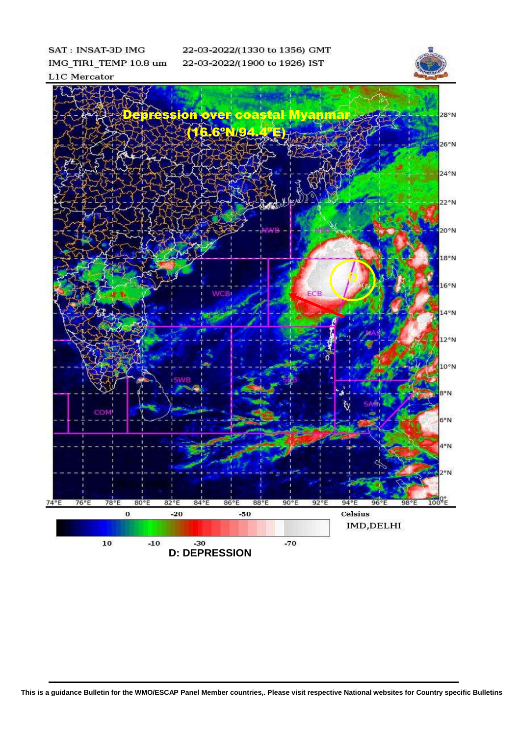SAT : INSAT-3D IMG
IMG_TIR1_TEMP 10.8 um
L1C Mercator

22-03-2022/(1330 to 1356) GMT
22-03-2022/(1900 to 1926) IST

**Depression over coastal Myanmar (16.6ºN/94.4ºE)**

Celsius

IMD,DELHI

**D: DEPRESSION**

**This is a guidance Bulletin for the WMO/ESCAP Panel Member countries,. Please visit respective National websites for Country specific Bulletins**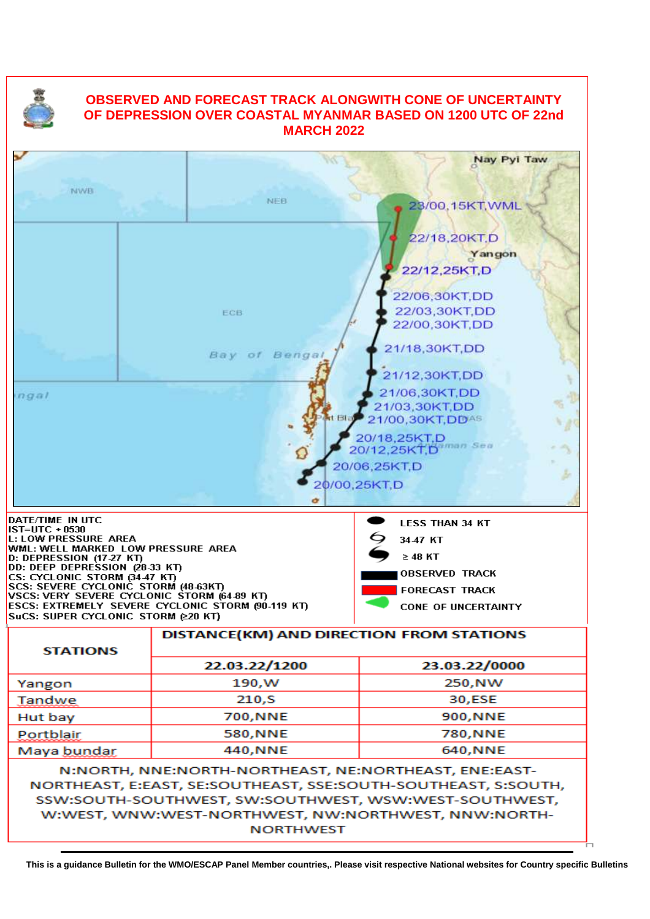## OBSERVED AND FORECAST TRACK ALONGWITH CONE OF UNCERTAINTY OF DEPRESSION OVER COASTAL MYANMAR BASED ON 1200 UTC OF 22nd MARCH 2022

Nay Pyi Taw

NWB

NEB

ECB

Bay of Bengal

Yangon

Andaman Sea

23/00,15KT,WML
22/18,20KT,D
22/12,25KT,D
22/06,30KT,DD
22/03,30KT,DD
22/00,30KT,DD
21/18,30KT,DD
21/12,30KT,DD
21/06,30KT,DD
21/03,30KT,DD
21/00,30KT,DD
20/18,25KT,D
20/12,25KT,D
20/06,25KT,D
20/00,25KT,D

DATE/TIME IN UTC
IST=UTC + 0530
L: LOW PRESSURE AREA
WML: WELL MARKED LOW PRESSURE AREA
D: DEPRESSION (17-27 KT)
DD: DEEP DEPRESSION (28-33 KT)
CS: CYCLONIC STORM (34-47 KT)
SCS: SEVERE CYCLONIC STORM (48-63KT)
VSCS: VERY SEVERE CYCLONIC STORM (64-89 KT)
ESCS: EXTREMELY SEVERE CYCLONIC STORM (90-119 KT)
SuCS: SUPER CYCLONIC STORM (≥20 KT)

LESS THAN 34 KT
34-47 KT
≥ 48 KT
OBSERVED TRACK
FORECAST TRACK
CONE OF UNCERTAINTY

| STATIONS | DISTANCE(KM) AND DIRECTION FROM STATIONS | |
|---|---|---|
| | 22.03.22/1200 | 23.03.22/0000 |
| Yangon | 190,W | 250,NW |
| Tandwe | 210,S | 30,ESE |
| Hut bay | 700,NNE | 900,NNE |
| Portblair | 580,NNE | 780,NNE |
| Maya bundar | 440,NNE | 640,NNE |

N:NORTH, NNE:NORTH-NORTHEAST, NE:NORTHEAST, ENE:EAST-NORTHEAST, E:EAST, SE:SOUTHEAST, SSE:SOUTH-SOUTHEAST, S:SOUTH, SSW:SOUTH-SOUTHWEST, SW:SOUTHWEST, WSW:WEST-SOUTHWEST, W:WEST, WNW:WEST-NORTHWEST, NW:NORTHWEST, NNW:NORTH-NORTHWEST

**This is a guidance Bulletin for the WMO/ESCAP Panel Member countries,. Please visit respective National websites for Country specific Bulletins**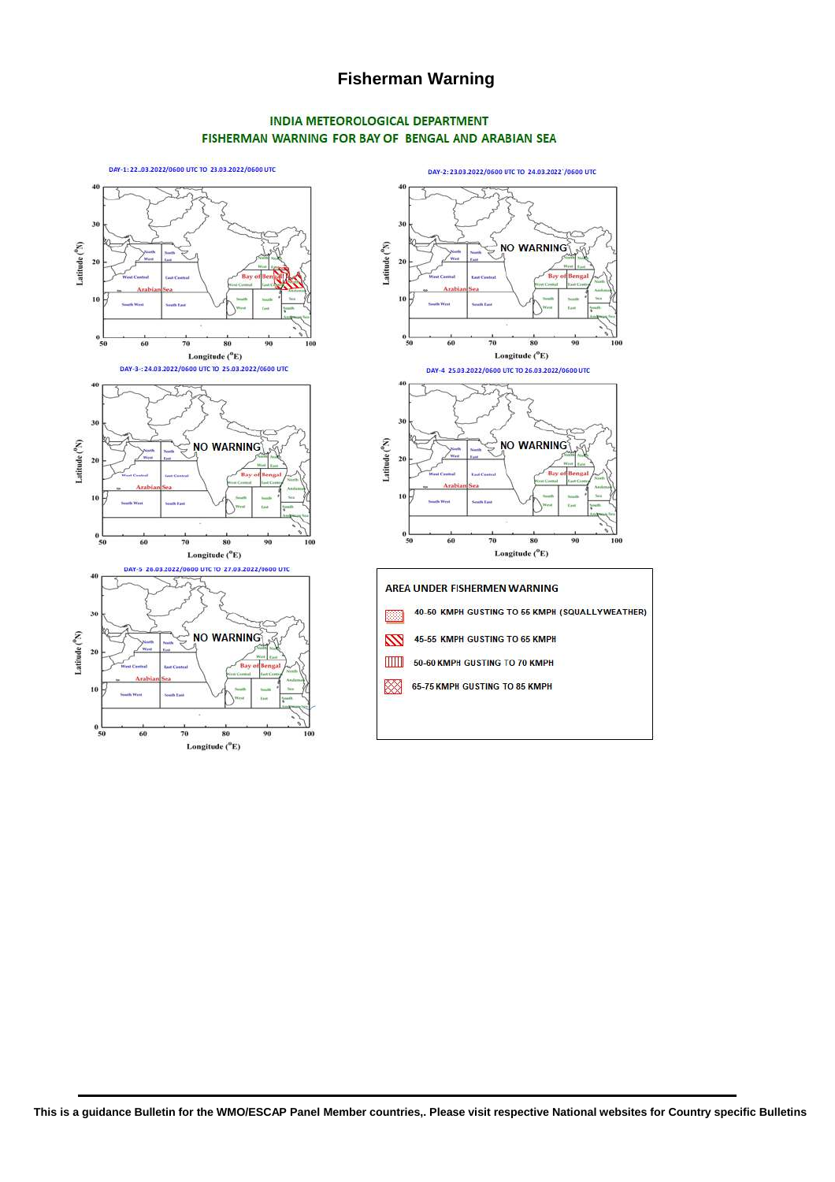# Fisherman Warning

INDIA METEOROLOGICAL DEPARTMENT
FISHERMAN WARNING FOR BAY OF BENGAL AND ARABIAN SEA

DAY-1: 22..03.2022/0600 UTC TO 23.03.2022/0600 UTC

DAY-2: 23.03.2022/0600 UTC TO 24.03.2022`/0600 UTC

NO WARNING

DAY-3-: 24.03.2022/0600 UTC TO 25.03.2022/0600 UTC

NO WARNING

DAY-4 25.03.2022/0600 UTC TO 26.03.2022/0600 UTC

NO WARNING

DAY-5 26.03.2022/0600 UTC TO 27.03.2022/0600 UTC

NO WARNING

AREA UNDER FISHERMEN WARNING

- 40-50 KMPH GUSTING TO 55 KMPH (SQUALLYWEATHER)
- 45-55 KMPH GUSTING TO 65 KMPH
- 50-60 KMPH GUSTING TO 70 KMPH
- 65-75 KMPH GUSTING TO 85 KMPH

**This is a guidance Bulletin for the WMO/ESCAP Panel Member countries,. Please visit respective National websites for Country specific Bulletins**